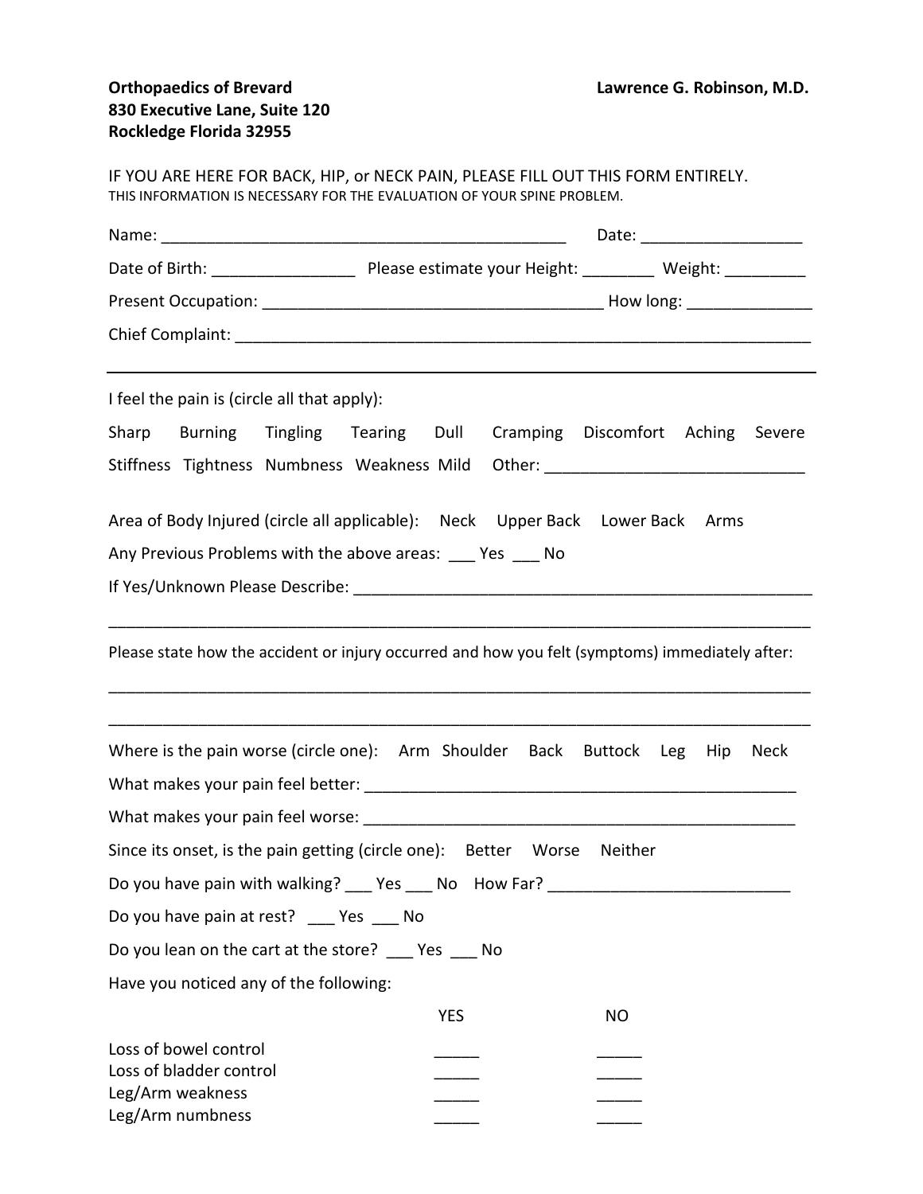**Orthopaedics of Brevard**
**830 Executive Lane, Suite 120**
**Rockledge Florida 32955**

**Lawrence G. Robinson, M.D.**

IF YOU ARE HERE FOR BACK, HIP, or NECK PAIN, PLEASE FILL OUT THIS FORM ENTIRELY.
THIS INFORMATION IS NECESSARY FOR THE EVALUATION OF YOUR SPINE PROBLEM.

Name: ______________________________________________ Date: _________________

Date of Birth: ________________ Please estimate your Height: ________ Weight: _________

Present Occupation: ______________________________________ How long: _____________

Chief Complaint: _________________________________________________________________

---

I feel the pain is (circle all that apply):

Sharp Burning Tingling Tearing Dull Cramping Discomfort Aching Severe

Stiffness Tightness Numbness Weakness Mild Other: ____________________________

Area of Body Injured (circle all applicable): Neck Upper Back Lower Back Arms

Any Previous Problems with the above areas: ___ Yes ___ No

If Yes/Unknown Please Describe: ____________________________________________________

_______________________________________________________________________________

Please state how the accident or injury occurred and how you felt (symptoms) immediately after:

_______________________________________________________________________________

_______________________________________________________________________________

Where is the pain worse (circle one): Arm Shoulder Back Buttock Leg Hip Neck

What makes your pain feel better: _________________________________________________

What makes your pain feel worse: _________________________________________________

Since its onset, is the pain getting (circle one): Better Worse Neither

Do you have pain with walking? ___ Yes ___ No How Far? __________________________

Do you have pain at rest? ___ Yes ___ No

Do you lean on the cart at the store? ___ Yes ___ No

Have you noticed any of the following:

| | YES | NO |
|---|---|---|
| Loss of bowel control | _____ | _____ |
| Loss of bladder control | _____ | _____ |
| Leg/Arm weakness | _____ | _____ |
| Leg/Arm numbness | _____ | _____ |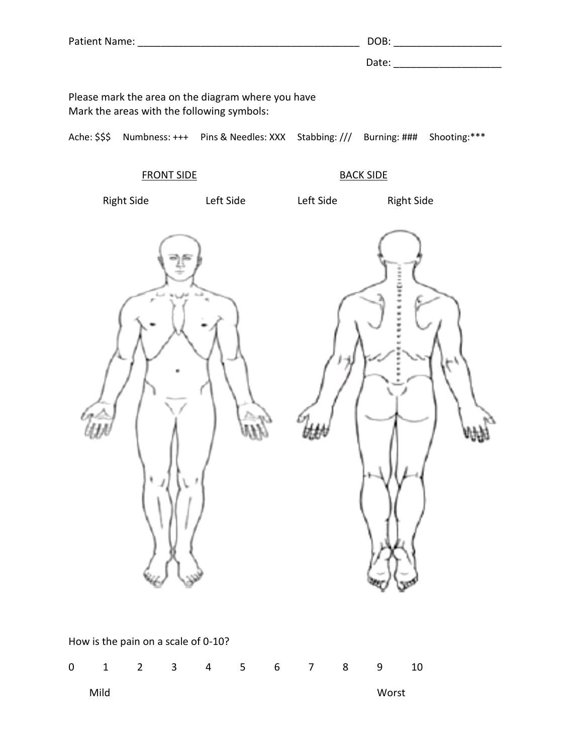Patient Name: _______________________________________ DOB: __________________

Date: __________________

Please mark the area on the diagram where you have
Mark the areas with the following symbols:

Ache: $$$ Numbness: +++ Pins & Needles: XXX Stabbing: /// Burning: ### Shooting:***

FRONT SIDE

Right Side Left Side

BACK SIDE

Left Side Right Side

How is the pain on a scale of 0-10?

0 1 2 3 4 5 6 7 8 9 10

Mild Worst